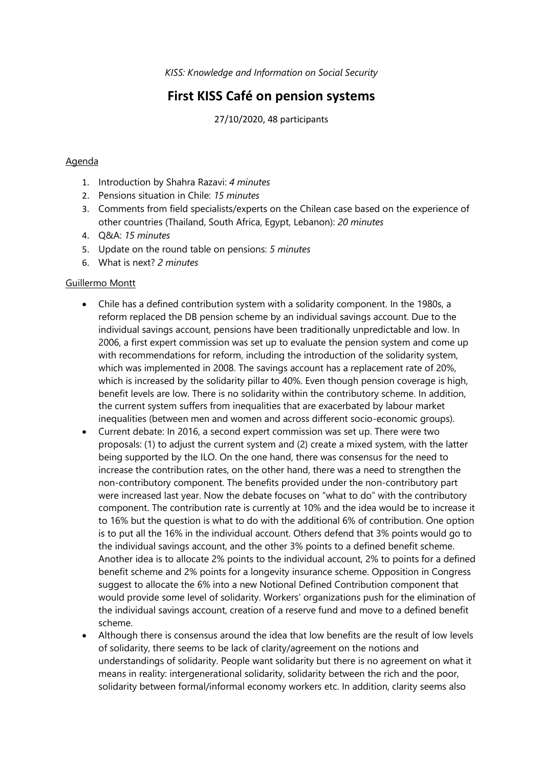*KISS: Knowledge and Information on Social Security*

# First KISS Café on pension systems

27/10/2020, 48 participants

## Agenda

1. Introduction by Shahra Razavi: *4 minutes*
2. Pensions situation in Chile: *15 minutes*
3. Comments from field specialists/experts on the Chilean case based on the experience of other countries (Thailand, South Africa, Egypt, Lebanon): *20 minutes*
4. Q&A: *15 minutes*
5. Update on the round table on pensions: *5 minutes*
6. What is next? *2 minutes*

## Guillermo Montt

- Chile has a defined contribution system with a solidarity component. In the 1980s, a reform replaced the DB pension scheme by an individual savings account. Due to the individual savings account, pensions have been traditionally unpredictable and low. In 2006, a first expert commission was set up to evaluate the pension system and come up with recommendations for reform, including the introduction of the solidarity system, which was implemented in 2008. The savings account has a replacement rate of 20%, which is increased by the solidarity pillar to 40%. Even though pension coverage is high, benefit levels are low. There is no solidarity within the contributory scheme. In addition, the current system suffers from inequalities that are exacerbated by labour market inequalities (between men and women and across different socio-economic groups).
- Current debate: In 2016, a second expert commission was set up. There were two proposals: (1) to adjust the current system and (2) create a mixed system, with the latter being supported by the ILO. On the one hand, there was consensus for the need to increase the contribution rates, on the other hand, there was a need to strengthen the non-contributory component. The benefits provided under the non-contributory part were increased last year. Now the debate focuses on "what to do" with the contributory component. The contribution rate is currently at 10% and the idea would be to increase it to 16% but the question is what to do with the additional 6% of contribution. One option is to put all the 16% in the individual account. Others defend that 3% points would go to the individual savings account, and the other 3% points to a defined benefit scheme. Another idea is to allocate 2% points to the individual account, 2% to points for a defined benefit scheme and 2% points for a longevity insurance scheme. Opposition in Congress suggest to allocate the 6% into a new Notional Defined Contribution component that would provide some level of solidarity. Workers' organizations push for the elimination of the individual savings account, creation of a reserve fund and move to a defined benefit scheme.
- Although there is consensus around the idea that low benefits are the result of low levels of solidarity, there seems to be lack of clarity/agreement on the notions and understandings of solidarity. People want solidarity but there is no agreement on what it means in reality: intergenerational solidarity, solidarity between the rich and the poor, solidarity between formal/informal economy workers etc. In addition, clarity seems also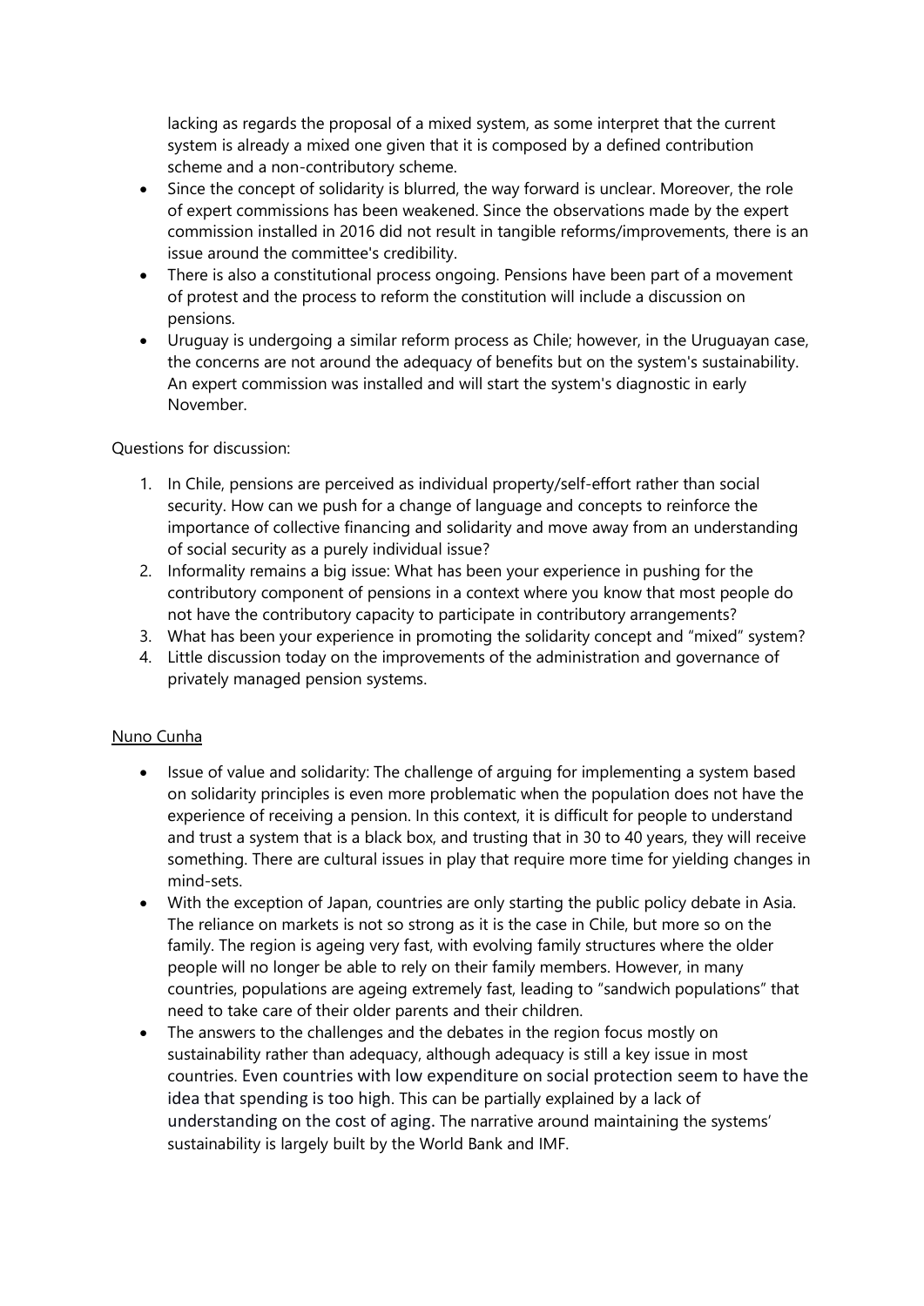lacking as regards the proposal of a mixed system, as some interpret that the current system is already a mixed one given that it is composed by a defined contribution scheme and a non-contributory scheme.

- Since the concept of solidarity is blurred, the way forward is unclear. Moreover, the role of expert commissions has been weakened. Since the observations made by the expert commission installed in 2016 did not result in tangible reforms/improvements, there is an issue around the committee's credibility.
- There is also a constitutional process ongoing. Pensions have been part of a movement of protest and the process to reform the constitution will include a discussion on pensions.
- Uruguay is undergoing a similar reform process as Chile; however, in the Uruguayan case, the concerns are not around the adequacy of benefits but on the system's sustainability. An expert commission was installed and will start the system's diagnostic in early November.

Questions for discussion:

1. In Chile, pensions are perceived as individual property/self-effort rather than social security. How can we push for a change of language and concepts to reinforce the importance of collective financing and solidarity and move away from an understanding of social security as a purely individual issue?
2. Informality remains a big issue: What has been your experience in pushing for the contributory component of pensions in a context where you know that most people do not have the contributory capacity to participate in contributory arrangements?
3. What has been your experience in promoting the solidarity concept and "mixed" system?
4. Little discussion today on the improvements of the administration and governance of privately managed pension systems.

<u>Nuno Cunha</u>

- Issue of value and solidarity: The challenge of arguing for implementing a system based on solidarity principles is even more problematic when the population does not have the experience of receiving a pension. In this context, it is difficult for people to understand and trust a system that is a black box, and trusting that in 30 to 40 years, they will receive something. There are cultural issues in play that require more time for yielding changes in mind-sets.
- With the exception of Japan, countries are only starting the public policy debate in Asia. The reliance on markets is not so strong as it is the case in Chile, but more so on the family. The region is ageing very fast, with evolving family structures where the older people will no longer be able to rely on their family members. However, in many countries, populations are ageing extremely fast, leading to "sandwich populations" that need to take care of their older parents and their children.
- The answers to the challenges and the debates in the region focus mostly on sustainability rather than adequacy, although adequacy is still a key issue in most countries. Even countries with low expenditure on social protection seem to have the idea that spending is too high. This can be partially explained by a lack of understanding on the cost of aging. The narrative around maintaining the systems' sustainability is largely built by the World Bank and IMF.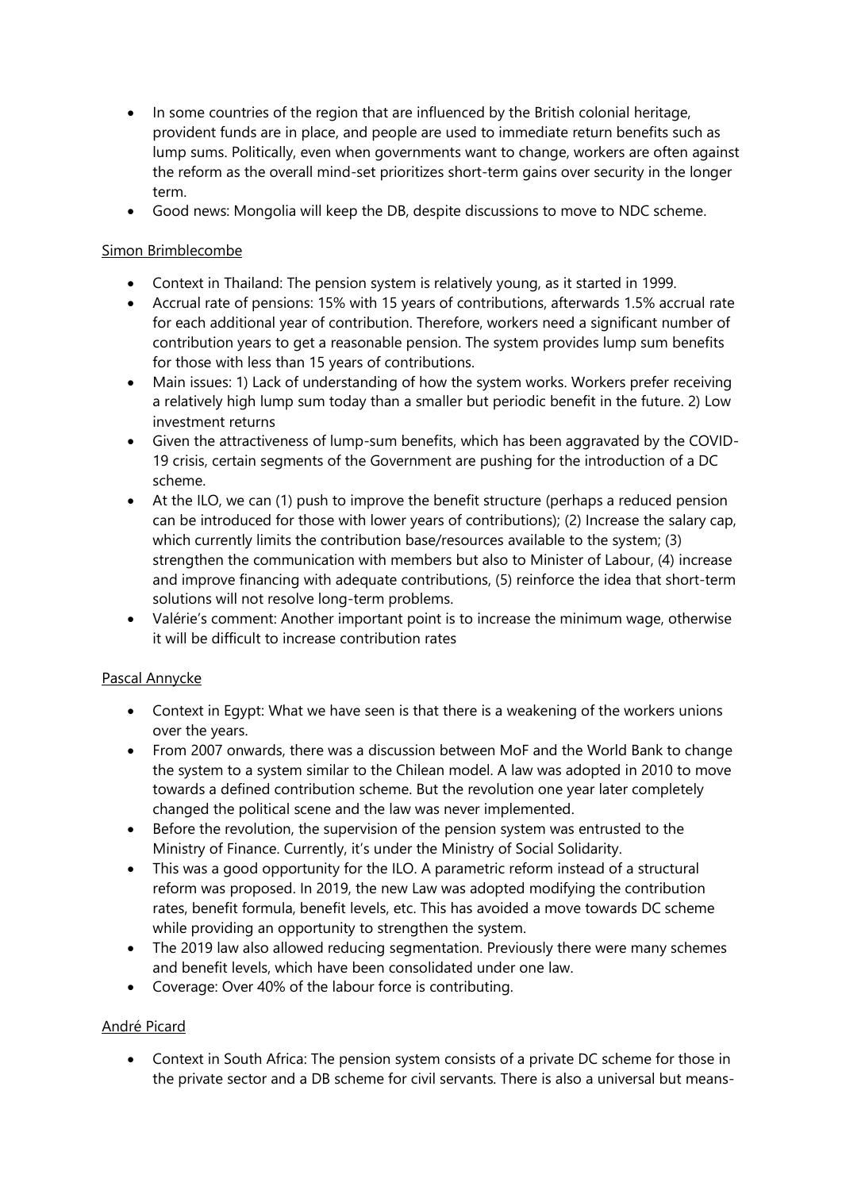- In some countries of the region that are influenced by the British colonial heritage, provident funds are in place, and people are used to immediate return benefits such as lump sums. Politically, even when governments want to change, workers are often against the reform as the overall mind-set prioritizes short-term gains over security in the longer term.
- Good news: Mongolia will keep the DB, despite discussions to move to NDC scheme.

Simon Brimblecombe

- Context in Thailand: The pension system is relatively young, as it started in 1999.
- Accrual rate of pensions: 15% with 15 years of contributions, afterwards 1.5% accrual rate for each additional year of contribution. Therefore, workers need a significant number of contribution years to get a reasonable pension. The system provides lump sum benefits for those with less than 15 years of contributions.
- Main issues: 1) Lack of understanding of how the system works. Workers prefer receiving a relatively high lump sum today than a smaller but periodic benefit in the future. 2) Low investment returns
- Given the attractiveness of lump-sum benefits, which has been aggravated by the COVID-19 crisis, certain segments of the Government are pushing for the introduction of a DC scheme.
- At the ILO, we can (1) push to improve the benefit structure (perhaps a reduced pension can be introduced for those with lower years of contributions); (2) Increase the salary cap, which currently limits the contribution base/resources available to the system; (3) strengthen the communication with members but also to Minister of Labour, (4) increase and improve financing with adequate contributions, (5) reinforce the idea that short-term solutions will not resolve long-term problems.
- Valérie's comment: Another important point is to increase the minimum wage, otherwise it will be difficult to increase contribution rates

Pascal Annycke

- Context in Egypt: What we have seen is that there is a weakening of the workers unions over the years.
- From 2007 onwards, there was a discussion between MoF and the World Bank to change the system to a system similar to the Chilean model. A law was adopted in 2010 to move towards a defined contribution scheme. But the revolution one year later completely changed the political scene and the law was never implemented.
- Before the revolution, the supervision of the pension system was entrusted to the Ministry of Finance. Currently, it's under the Ministry of Social Solidarity.
- This was a good opportunity for the ILO. A parametric reform instead of a structural reform was proposed. In 2019, the new Law was adopted modifying the contribution rates, benefit formula, benefit levels, etc. This has avoided a move towards DC scheme while providing an opportunity to strengthen the system.
- The 2019 law also allowed reducing segmentation. Previously there were many schemes and benefit levels, which have been consolidated under one law.
- Coverage: Over 40% of the labour force is contributing.

André Picard

- Context in South Africa: The pension system consists of a private DC scheme for those in the private sector and a DB scheme for civil servants. There is also a universal but means-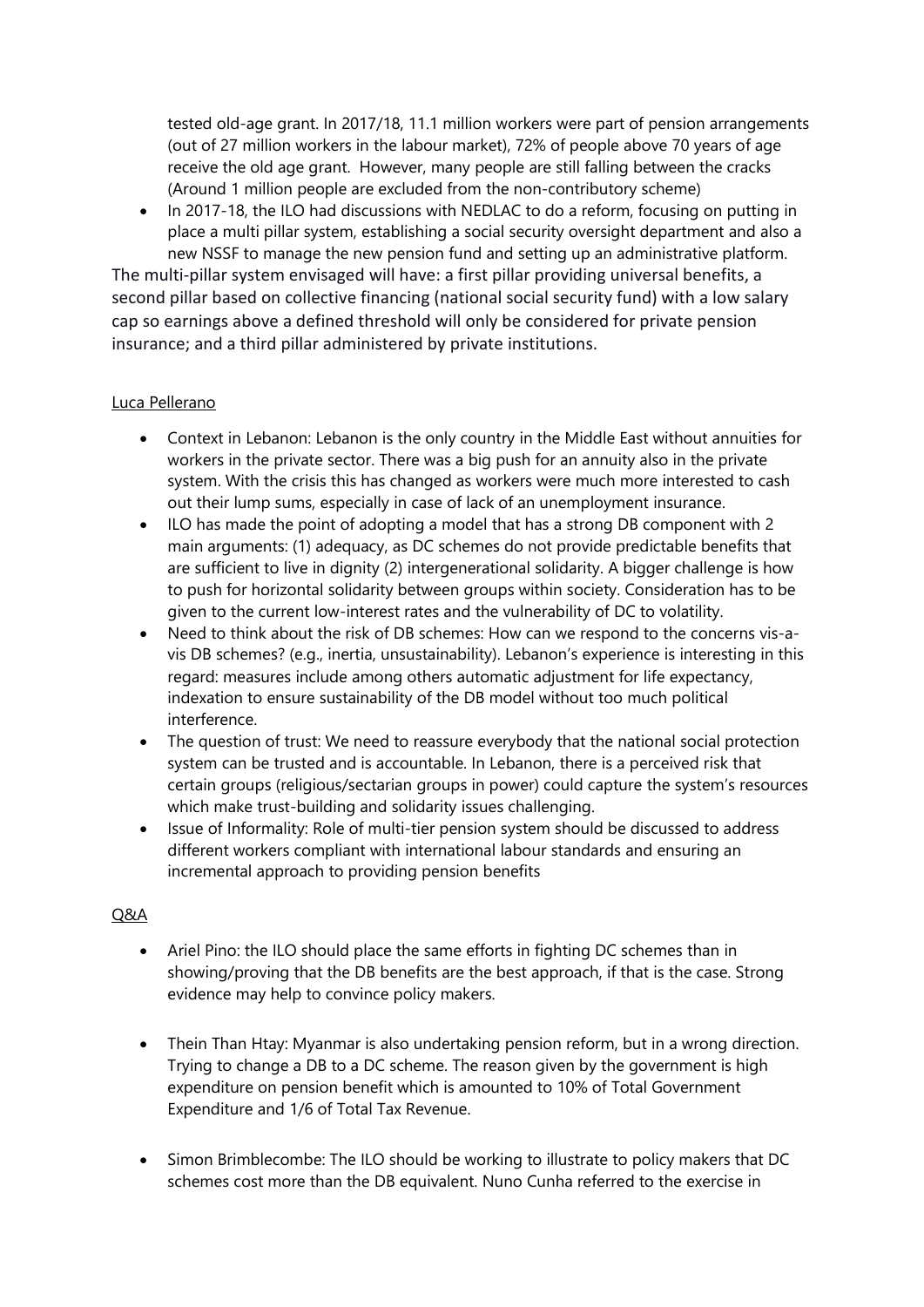tested old-age grant. In 2017/18, 11.1 million workers were part of pension arrangements (out of 27 million workers in the labour market), 72% of people above 70 years of age receive the old age grant. However, many people are still falling between the cracks (Around 1 million people are excluded from the non-contributory scheme)

- In 2017-18, the ILO had discussions with NEDLAC to do a reform, focusing on putting in place a multi pillar system, establishing a social security oversight department and also a new NSSF to manage the new pension fund and setting up an administrative platform.

The multi-pillar system envisaged will have: a first pillar providing universal benefits, a second pillar based on collective financing (national social security fund) with a low salary cap so earnings above a defined threshold will only be considered for private pension insurance; and a third pillar administered by private institutions.

<u>Luca Pellerano</u>

- Context in Lebanon: Lebanon is the only country in the Middle East without annuities for workers in the private sector. There was a big push for an annuity also in the private system. With the crisis this has changed as workers were much more interested to cash out their lump sums, especially in case of lack of an unemployment insurance.
- ILO has made the point of adopting a model that has a strong DB component with 2 main arguments: (1) adequacy, as DC schemes do not provide predictable benefits that are sufficient to live in dignity (2) intergenerational solidarity. A bigger challenge is how to push for horizontal solidarity between groups within society. Consideration has to be given to the current low-interest rates and the vulnerability of DC to volatility.
- Need to think about the risk of DB schemes: How can we respond to the concerns vis-a-vis DB schemes? (e.g., inertia, unsustainability). Lebanon's experience is interesting in this regard: measures include among others automatic adjustment for life expectancy, indexation to ensure sustainability of the DB model without too much political interference.
- The question of trust: We need to reassure everybody that the national social protection system can be trusted and is accountable. In Lebanon, there is a perceived risk that certain groups (religious/sectarian groups in power) could capture the system's resources which make trust-building and solidarity issues challenging.
- Issue of Informality: Role of multi-tier pension system should be discussed to address different workers compliant with international labour standards and ensuring an incremental approach to providing pension benefits

<u>Q&A</u>

- Ariel Pino: the ILO should place the same efforts in fighting DC schemes than in showing/proving that the DB benefits are the best approach, if that is the case. Strong evidence may help to convince policy makers.

- Thein Than Htay: Myanmar is also undertaking pension reform, but in a wrong direction. Trying to change a DB to a DC scheme. The reason given by the government is high expenditure on pension benefit which is amounted to 10% of Total Government Expenditure and 1/6 of Total Tax Revenue.

- Simon Brimblecombe: The ILO should be working to illustrate to policy makers that DC schemes cost more than the DB equivalent. Nuno Cunha referred to the exercise in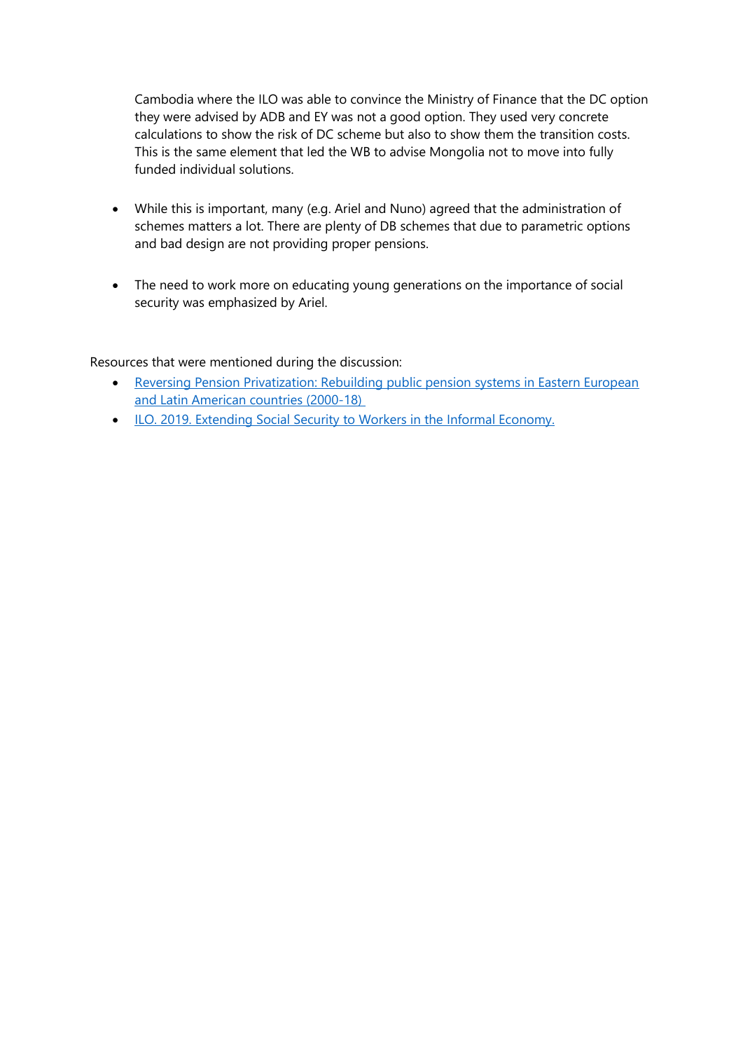Cambodia where the ILO was able to convince the Ministry of Finance that the DC option they were advised by ADB and EY was not a good option. They used very concrete calculations to show the risk of DC scheme but also to show them the transition costs. This is the same element that led the WB to advise Mongolia not to move into fully funded individual solutions.

- While this is important, many (e.g. Ariel and Nuno) agreed that the administration of schemes matters a lot. There are plenty of DB schemes that due to parametric options and bad design are not providing proper pensions.

- The need to work more on educating young generations on the importance of social security was emphasized by Ariel.

Resources that were mentioned during the discussion:

- Reversing Pension Privatization: Rebuilding public pension systems in Eastern European and Latin American countries (2000-18)
- ILO. 2019. Extending Social Security to Workers in the Informal Economy.